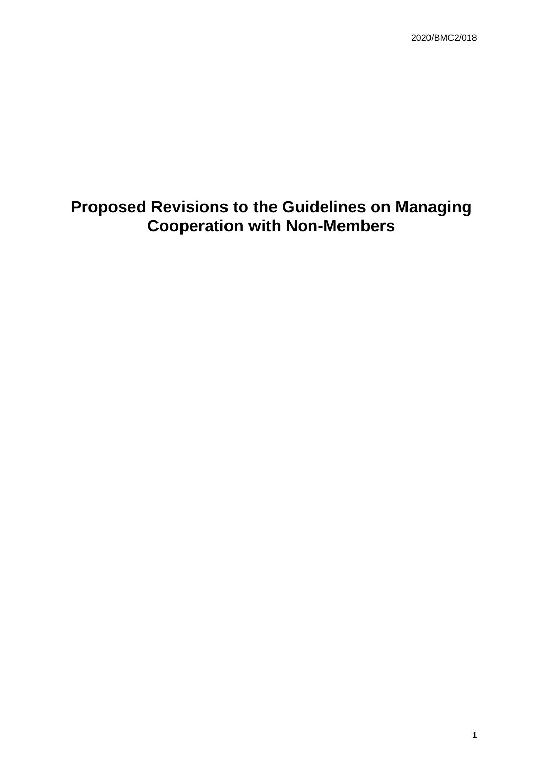2020/BMC2/018

# Proposed Revisions to the Guidelines on Managing Cooperation with Non-Members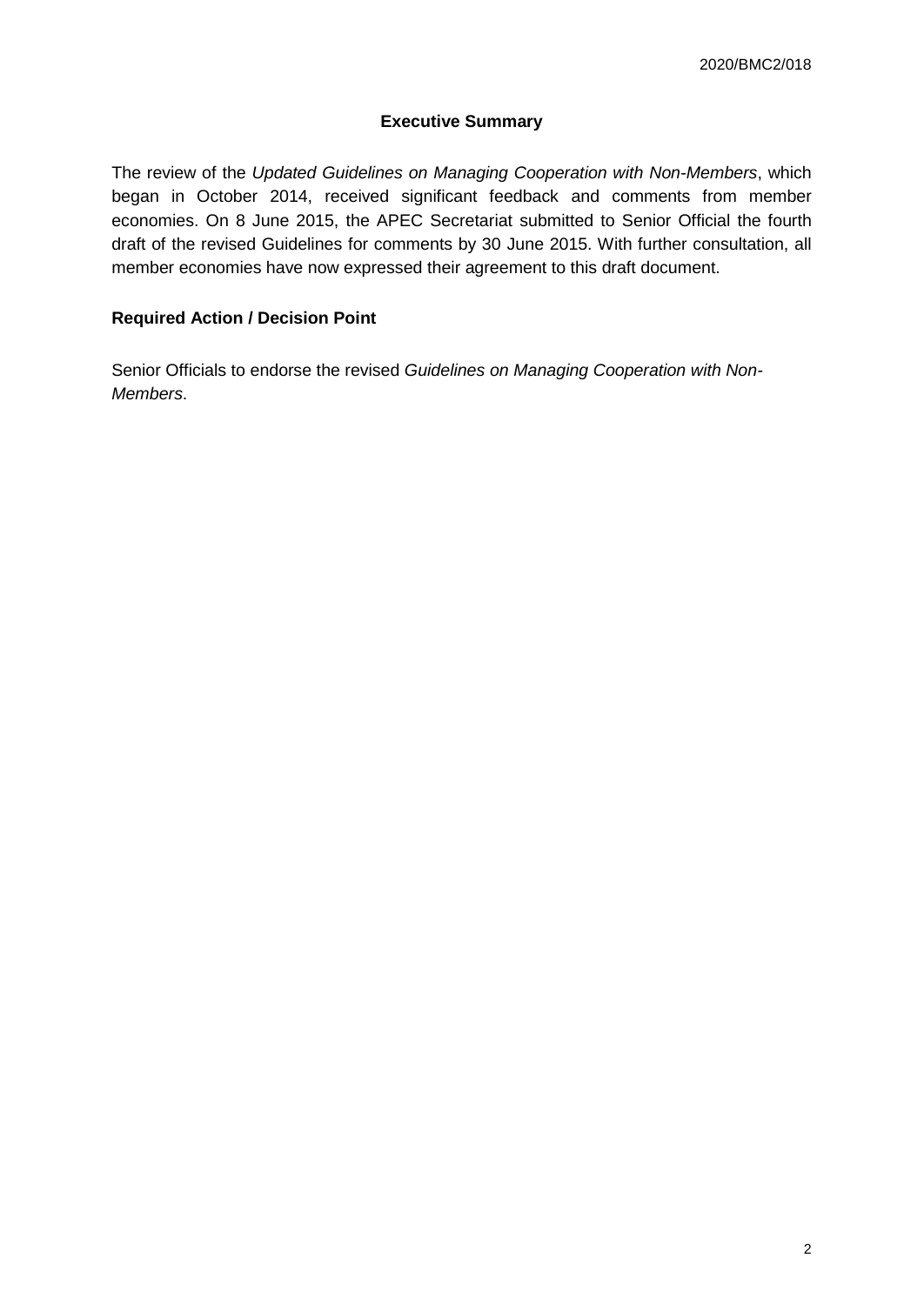2020/BMC2/018

## Executive Summary

The review of the *Updated Guidelines on Managing Cooperation with Non-Members*, which began in October 2014, received significant feedback and comments from member economies. On 8 June 2015, the APEC Secretariat submitted to Senior Official the fourth draft of the revised Guidelines for comments by 30 June 2015. With further consultation, all member economies have now expressed their agreement to this draft document.

## Required Action / Decision Point

Senior Officials to endorse the revised *Guidelines on Managing Cooperation with Non-Members*.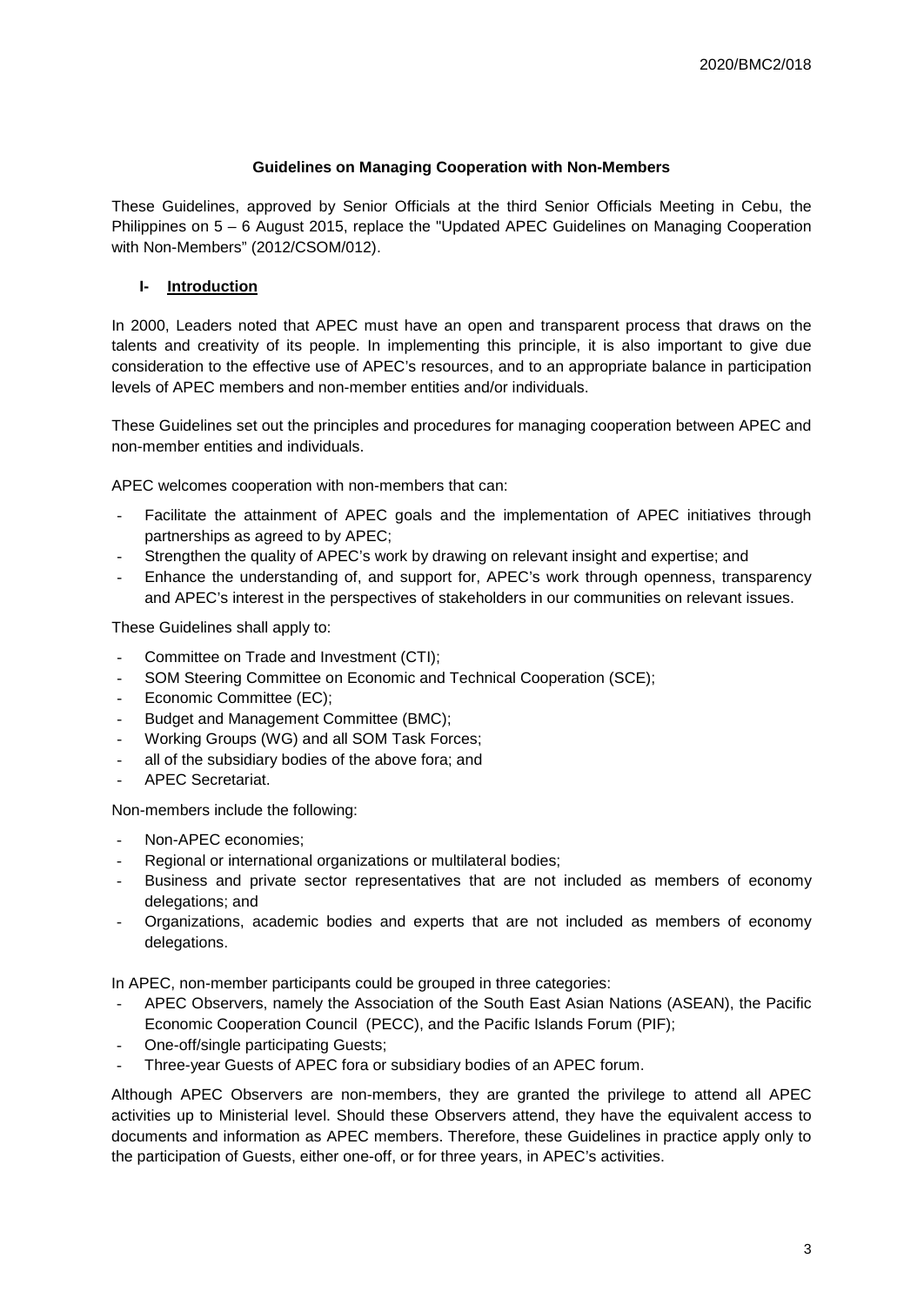**Guidelines on Managing Cooperation with Non-Members**

These Guidelines, approved by Senior Officials at the third Senior Officials Meeting in Cebu, the Philippines on 5 – 6 August 2015, replace the "Updated APEC Guidelines on Managing Cooperation with Non-Members" (2012/CSOM/012).

## I- Introduction

In 2000, Leaders noted that APEC must have an open and transparent process that draws on the talents and creativity of its people. In implementing this principle, it is also important to give due consideration to the effective use of APEC's resources, and to an appropriate balance in participation levels of APEC members and non-member entities and/or individuals.

These Guidelines set out the principles and procedures for managing cooperation between APEC and non-member entities and individuals.

APEC welcomes cooperation with non-members that can:

- Facilitate the attainment of APEC goals and the implementation of APEC initiatives through partnerships as agreed to by APEC;
- Strengthen the quality of APEC's work by drawing on relevant insight and expertise; and
- Enhance the understanding of, and support for, APEC's work through openness, transparency and APEC's interest in the perspectives of stakeholders in our communities on relevant issues.

These Guidelines shall apply to:

- Committee on Trade and Investment (CTI);
- SOM Steering Committee on Economic and Technical Cooperation (SCE);
- Economic Committee (EC);
- Budget and Management Committee (BMC);
- Working Groups (WG) and all SOM Task Forces;
- all of the subsidiary bodies of the above fora; and
- APEC Secretariat.

Non-members include the following:

- Non-APEC economies;
- Regional or international organizations or multilateral bodies;
- Business and private sector representatives that are not included as members of economy delegations; and
- Organizations, academic bodies and experts that are not included as members of economy delegations.

In APEC, non-member participants could be grouped in three categories:

- APEC Observers, namely the Association of the South East Asian Nations (ASEAN), the Pacific Economic Cooperation Council (PECC), and the Pacific Islands Forum (PIF);
- One-off/single participating Guests;
- Three-year Guests of APEC fora or subsidiary bodies of an APEC forum.

Although APEC Observers are non-members, they are granted the privilege to attend all APEC activities up to Ministerial level. Should these Observers attend, they have the equivalent access to documents and information as APEC members. Therefore, these Guidelines in practice apply only to the participation of Guests, either one-off, or for three years, in APEC's activities.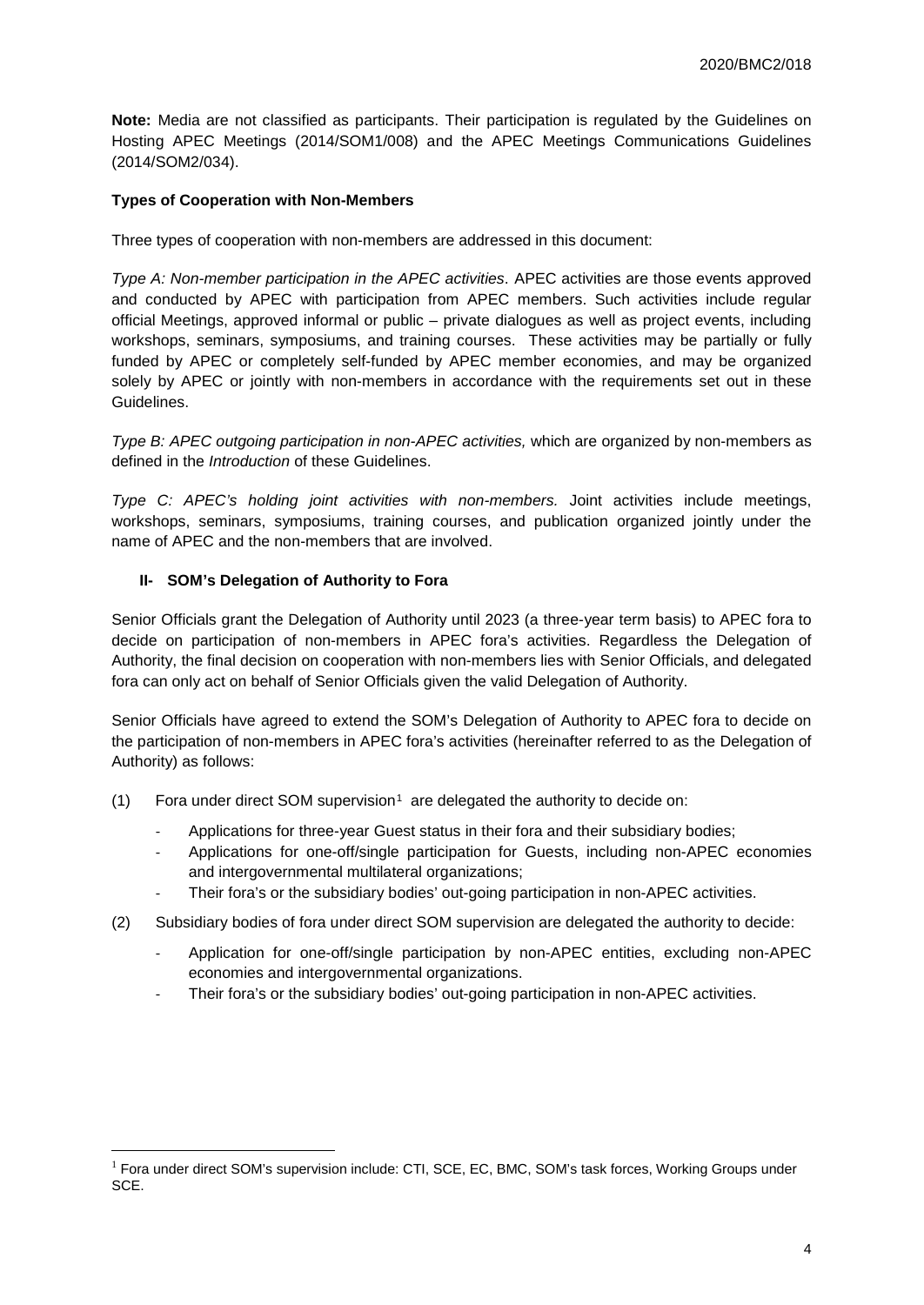**Note:** Media are not classified as participants. Their participation is regulated by the Guidelines on Hosting APEC Meetings (2014/SOM1/008) and the APEC Meetings Communications Guidelines (2014/SOM2/034).

**Types of Cooperation with Non-Members**

Three types of cooperation with non-members are addressed in this document:

*Type A: Non-member participation in the APEC activities*. APEC activities are those events approved and conducted by APEC with participation from APEC members. Such activities include regular official Meetings, approved informal or public – private dialogues as well as project events, including workshops, seminars, symposiums, and training courses. These activities may be partially or fully funded by APEC or completely self-funded by APEC member economies, and may be organized solely by APEC or jointly with non-members in accordance with the requirements set out in these Guidelines.

*Type B: APEC outgoing participation in non-APEC activities,* which are organized by non-members as defined in the *Introduction* of these Guidelines.

*Type C: APEC's holding joint activities with non-members.* Joint activities include meetings, workshops, seminars, symposiums, training courses, and publication organized jointly under the name of APEC and the non-members that are involved.

## II- SOM's Delegation of Authority to Fora

Senior Officials grant the Delegation of Authority until 2023 (a three-year term basis) to APEC fora to decide on participation of non-members in APEC fora's activities. Regardless the Delegation of Authority, the final decision on cooperation with non-members lies with Senior Officials, and delegated fora can only act on behalf of Senior Officials given the valid Delegation of Authority.

Senior Officials have agreed to extend the SOM's Delegation of Authority to APEC fora to decide on the participation of non-members in APEC fora's activities (hereinafter referred to as the Delegation of Authority) as follows:

(1) Fora under direct SOM supervision[1] are delegated the authority to decide on:

- Applications for three-year Guest status in their fora and their subsidiary bodies;
- Applications for one-off/single participation for Guests, including non-APEC economies and intergovernmental multilateral organizations;
- Their fora's or the subsidiary bodies' out-going participation in non-APEC activities.

(2) Subsidiary bodies of fora under direct SOM supervision are delegated the authority to decide:

- Application for one-off/single participation by non-APEC entities, excluding non-APEC economies and intergovernmental organizations.
- Their fora's or the subsidiary bodies' out-going participation in non-APEC activities.

[1] Fora under direct SOM's supervision include: CTI, SCE, EC, BMC, SOM's task forces, Working Groups under SCE.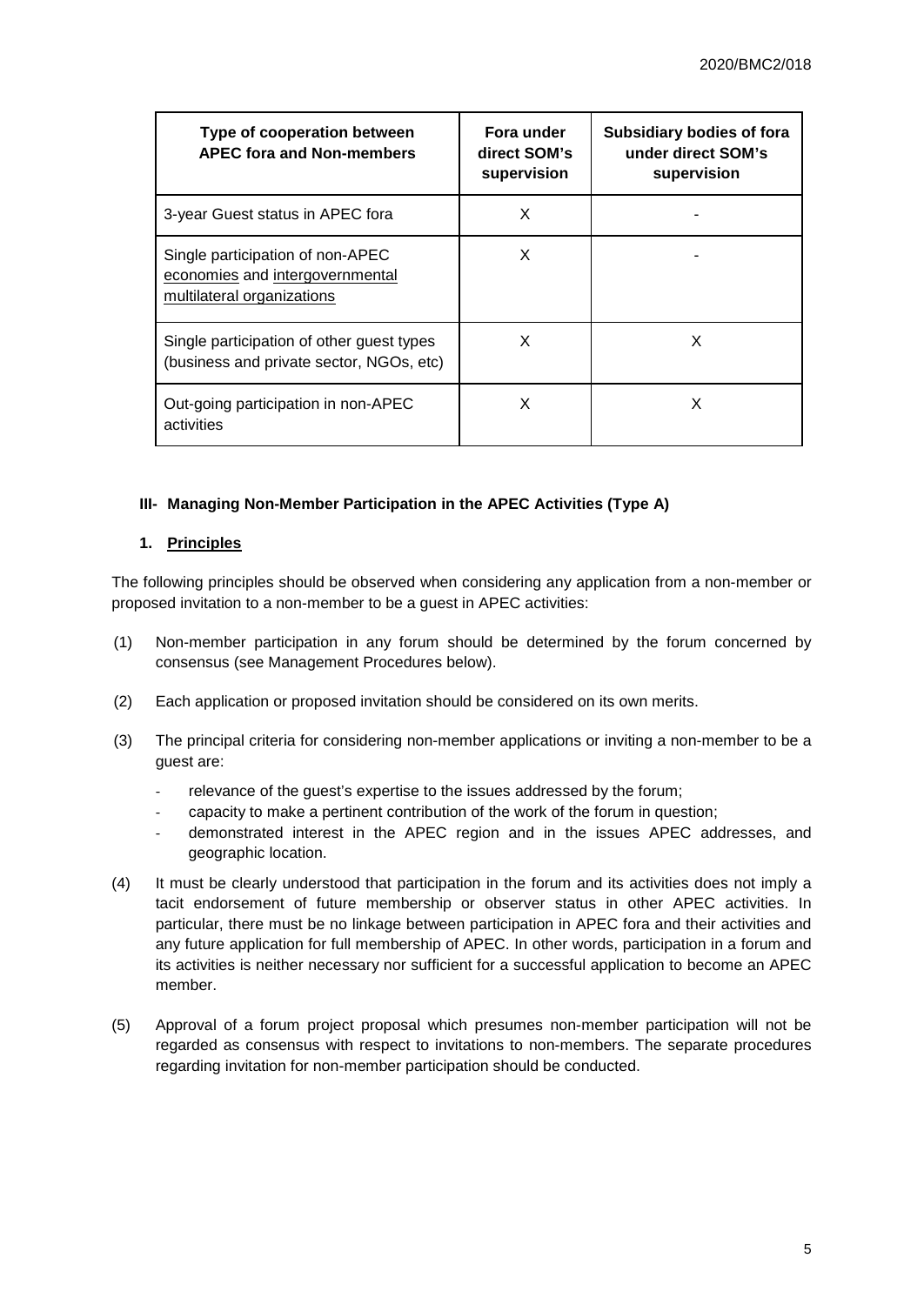| Type of cooperation between APEC fora and Non-members | Fora under direct SOM's supervision | Subsidiary bodies of fora under direct SOM's supervision |
| --- | --- | --- |
| 3-year Guest status in APEC fora | X | - |
| Single participation of non-APEC economies and intergovernmental multilateral organizations | X | - |
| Single participation of other guest types (business and private sector, NGOs, etc) | X | X |
| Out-going participation in non-APEC activities | X | X |

### III- Managing Non-Member Participation in the APEC Activities (Type A)

#### 1. Principles

The following principles should be observed when considering any application from a non-member or proposed invitation to a non-member to be a guest in APEC activities:

(1) Non-member participation in any forum should be determined by the forum concerned by consensus (see Management Procedures below).

(2) Each application or proposed invitation should be considered on its own merits.

(3) The principal criteria for considering non-member applications or inviting a non-member to be a guest are:

- relevance of the guest's expertise to the issues addressed by the forum;
- capacity to make a pertinent contribution of the work of the forum in question;
- demonstrated interest in the APEC region and in the issues APEC addresses, and geographic location.

(4) It must be clearly understood that participation in the forum and its activities does not imply a tacit endorsement of future membership or observer status in other APEC activities. In particular, there must be no linkage between participation in APEC fora and their activities and any future application for full membership of APEC. In other words, participation in a forum and its activities is neither necessary nor sufficient for a successful application to become an APEC member.

(5) Approval of a forum project proposal which presumes non-member participation will not be regarded as consensus with respect to invitations to non-members. The separate procedures regarding invitation for non-member participation should be conducted.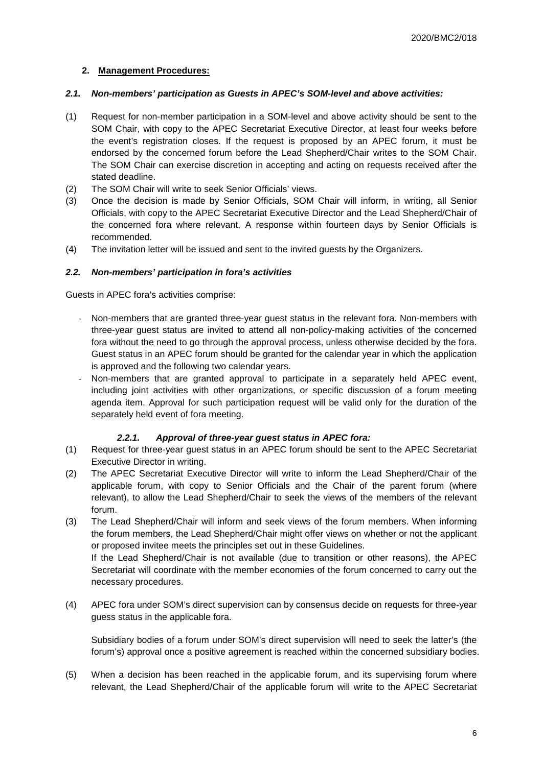## 2. Management Procedures:

### *2.1. Non-members' participation as Guests in APEC's SOM-level and above activities:*

(1) Request for non-member participation in a SOM-level and above activity should be sent to the SOM Chair, with copy to the APEC Secretariat Executive Director, at least four weeks before the event's registration closes. If the request is proposed by an APEC forum, it must be endorsed by the concerned forum before the Lead Shepherd/Chair writes to the SOM Chair. The SOM Chair can exercise discretion in accepting and acting on requests received after the stated deadline.

(2) The SOM Chair will write to seek Senior Officials' views.

(3) Once the decision is made by Senior Officials, SOM Chair will inform, in writing, all Senior Officials, with copy to the APEC Secretariat Executive Director and the Lead Shepherd/Chair of the concerned fora where relevant. A response within fourteen days by Senior Officials is recommended.

(4) The invitation letter will be issued and sent to the invited guests by the Organizers.

### *2.2. Non-members' participation in fora's activities*

Guests in APEC fora's activities comprise:

- Non-members that are granted three-year guest status in the relevant fora. Non-members with three-year guest status are invited to attend all non-policy-making activities of the concerned fora without the need to go through the approval process, unless otherwise decided by the fora. Guest status in an APEC forum should be granted for the calendar year in which the application is approved and the following two calendar years.
- Non-members that are granted approval to participate in a separately held APEC event, including joint activities with other organizations, or specific discussion of a forum meeting agenda item. Approval for such participation request will be valid only for the duration of the separately held event of fora meeting.

#### *2.2.1. Approval of three-year guest status in APEC fora:*

(1) Request for three-year guest status in an APEC forum should be sent to the APEC Secretariat Executive Director in writing.

(2) The APEC Secretariat Executive Director will write to inform the Lead Shepherd/Chair of the applicable forum, with copy to Senior Officials and the Chair of the parent forum (where relevant), to allow the Lead Shepherd/Chair to seek the views of the members of the relevant forum.

(3) The Lead Shepherd/Chair will inform and seek views of the forum members. When informing the forum members, the Lead Shepherd/Chair might offer views on whether or not the applicant or proposed invitee meets the principles set out in these Guidelines.

If the Lead Shepherd/Chair is not available (due to transition or other reasons), the APEC Secretariat will coordinate with the member economies of the forum concerned to carry out the necessary procedures.

(4) APEC fora under SOM's direct supervision can by consensus decide on requests for three-year guess status in the applicable fora.

Subsidiary bodies of a forum under SOM's direct supervision will need to seek the latter's (the forum's) approval once a positive agreement is reached within the concerned subsidiary bodies.

(5) When a decision has been reached in the applicable forum, and its supervising forum where relevant, the Lead Shepherd/Chair of the applicable forum will write to the APEC Secretariat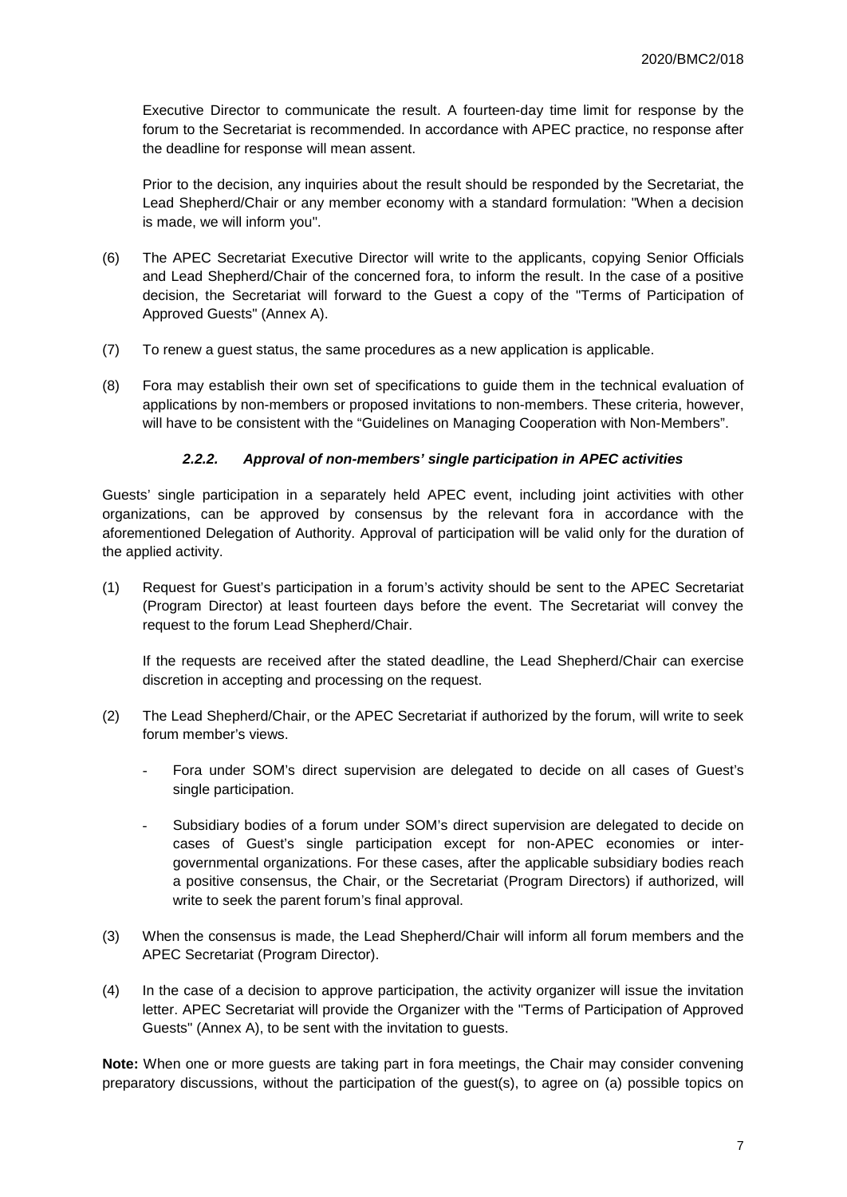Executive Director to communicate the result. A fourteen-day time limit for response by the forum to the Secretariat is recommended. In accordance with APEC practice, no response after the deadline for response will mean assent.

Prior to the decision, any inquiries about the result should be responded by the Secretariat, the Lead Shepherd/Chair or any member economy with a standard formulation: "When a decision is made, we will inform you".

(6) The APEC Secretariat Executive Director will write to the applicants, copying Senior Officials and Lead Shepherd/Chair of the concerned fora, to inform the result. In the case of a positive decision, the Secretariat will forward to the Guest a copy of the "Terms of Participation of Approved Guests" (Annex A).

(7) To renew a guest status, the same procedures as a new application is applicable.

(8) Fora may establish their own set of specifications to guide them in the technical evaluation of applications by non-members or proposed invitations to non-members. These criteria, however, will have to be consistent with the "Guidelines on Managing Cooperation with Non-Members".

#### *2.2.2. Approval of non-members' single participation in APEC activities*

Guests' single participation in a separately held APEC event, including joint activities with other organizations, can be approved by consensus by the relevant fora in accordance with the aforementioned Delegation of Authority. Approval of participation will be valid only for the duration of the applied activity.

(1) Request for Guest's participation in a forum's activity should be sent to the APEC Secretariat (Program Director) at least fourteen days before the event. The Secretariat will convey the request to the forum Lead Shepherd/Chair.

If the requests are received after the stated deadline, the Lead Shepherd/Chair can exercise discretion in accepting and processing on the request.

(2) The Lead Shepherd/Chair, or the APEC Secretariat if authorized by the forum, will write to seek forum member's views.

- Fora under SOM's direct supervision are delegated to decide on all cases of Guest's single participation.
- Subsidiary bodies of a forum under SOM's direct supervision are delegated to decide on cases of Guest's single participation except for non-APEC economies or inter-governmental organizations. For these cases, after the applicable subsidiary bodies reach a positive consensus, the Chair, or the Secretariat (Program Directors) if authorized, will write to seek the parent forum's final approval.

(3) When the consensus is made, the Lead Shepherd/Chair will inform all forum members and the APEC Secretariat (Program Director).

(4) In the case of a decision to approve participation, the activity organizer will issue the invitation letter. APEC Secretariat will provide the Organizer with the "Terms of Participation of Approved Guests" (Annex A), to be sent with the invitation to guests.

**Note:** When one or more guests are taking part in fora meetings, the Chair may consider convening preparatory discussions, without the participation of the guest(s), to agree on (a) possible topics on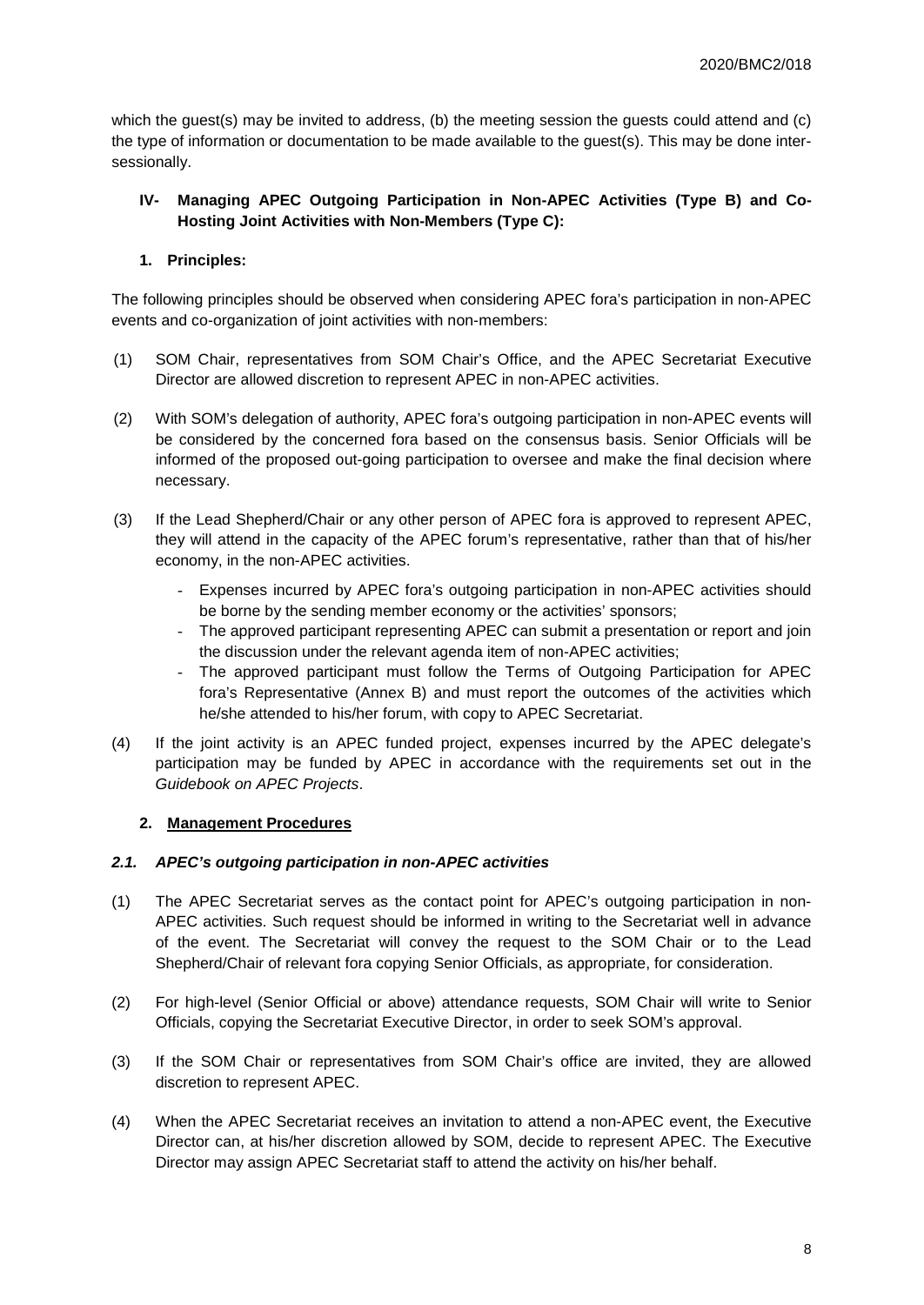which the guest(s) may be invited to address, (b) the meeting session the guests could attend and (c) the type of information or documentation to be made available to the guest(s). This may be done inter-sessionally.

### IV- Managing APEC Outgoing Participation in Non-APEC Activities (Type B) and Co-Hosting Joint Activities with Non-Members (Type C):

#### 1. Principles:

The following principles should be observed when considering APEC fora's participation in non-APEC events and co-organization of joint activities with non-members:

(1) SOM Chair, representatives from SOM Chair's Office, and the APEC Secretariat Executive Director are allowed discretion to represent APEC in non-APEC activities.

(2) With SOM's delegation of authority, APEC fora's outgoing participation in non-APEC events will be considered by the concerned fora based on the consensus basis. Senior Officials will be informed of the proposed out-going participation to oversee and make the final decision where necessary.

(3) If the Lead Shepherd/Chair or any other person of APEC fora is approved to represent APEC, they will attend in the capacity of the APEC forum's representative, rather than that of his/her economy, in the non-APEC activities.

- Expenses incurred by APEC fora's outgoing participation in non-APEC activities should be borne by the sending member economy or the activities' sponsors;
- The approved participant representing APEC can submit a presentation or report and join the discussion under the relevant agenda item of non-APEC activities;
- The approved participant must follow the Terms of Outgoing Participation for APEC fora's Representative (Annex B) and must report the outcomes of the activities which he/she attended to his/her forum, with copy to APEC Secretariat.

(4) If the joint activity is an APEC funded project, expenses incurred by the APEC delegate's participation may be funded by APEC in accordance with the requirements set out in the *Guidebook on APEC Projects*.

#### 2. Management Procedures

##### *2.1. APEC's outgoing participation in non-APEC activities*

(1) The APEC Secretariat serves as the contact point for APEC's outgoing participation in non-APEC activities. Such request should be informed in writing to the Secretariat well in advance of the event. The Secretariat will convey the request to the SOM Chair or to the Lead Shepherd/Chair of relevant fora copying Senior Officials, as appropriate, for consideration.

(2) For high-level (Senior Official or above) attendance requests, SOM Chair will write to Senior Officials, copying the Secretariat Executive Director, in order to seek SOM's approval.

(3) If the SOM Chair or representatives from SOM Chair's office are invited, they are allowed discretion to represent APEC.

(4) When the APEC Secretariat receives an invitation to attend a non-APEC event, the Executive Director can, at his/her discretion allowed by SOM, decide to represent APEC. The Executive Director may assign APEC Secretariat staff to attend the activity on his/her behalf.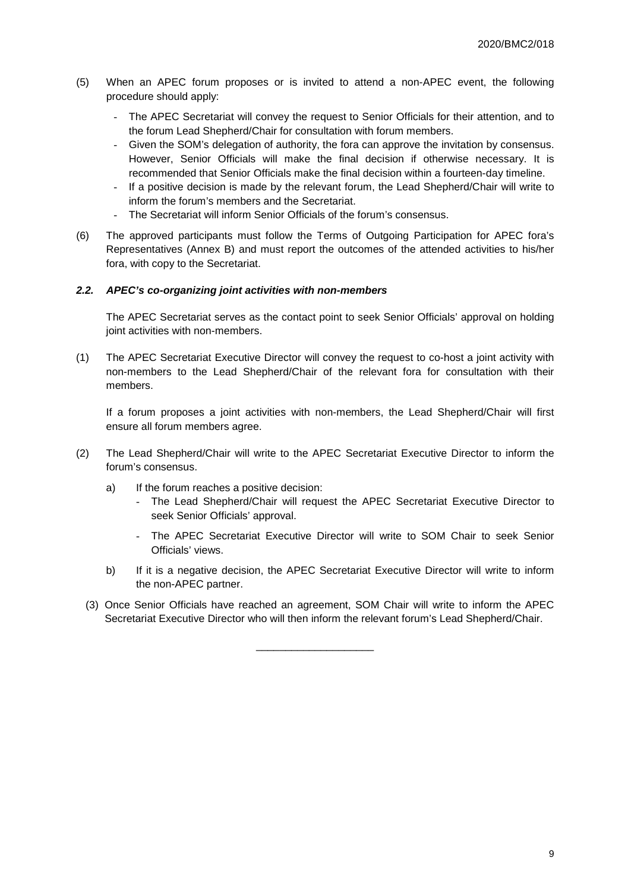(5) When an APEC forum proposes or is invited to attend a non-APEC event, the following procedure should apply:

- The APEC Secretariat will convey the request to Senior Officials for their attention, and to the forum Lead Shepherd/Chair for consultation with forum members.
- Given the SOM's delegation of authority, the fora can approve the invitation by consensus. However, Senior Officials will make the final decision if otherwise necessary. It is recommended that Senior Officials make the final decision within a fourteen-day timeline.
- If a positive decision is made by the relevant forum, the Lead Shepherd/Chair will write to inform the forum's members and the Secretariat.
- The Secretariat will inform Senior Officials of the forum's consensus.

(6) The approved participants must follow the Terms of Outgoing Participation for APEC fora's Representatives (Annex B) and must report the outcomes of the attended activities to his/her fora, with copy to the Secretariat.

### *2.2. APEC's co-organizing joint activities with non-members*

The APEC Secretariat serves as the contact point to seek Senior Officials' approval on holding joint activities with non-members.

(1) The APEC Secretariat Executive Director will convey the request to co-host a joint activity with non-members to the Lead Shepherd/Chair of the relevant fora for consultation with their members.

If a forum proposes a joint activities with non-members, the Lead Shepherd/Chair will first ensure all forum members agree.

(2) The Lead Shepherd/Chair will write to the APEC Secretariat Executive Director to inform the forum's consensus.

a) If the forum reaches a positive decision:
   - The Lead Shepherd/Chair will request the APEC Secretariat Executive Director to seek Senior Officials' approval.
   - The APEC Secretariat Executive Director will write to SOM Chair to seek Senior Officials' views.

b) If it is a negative decision, the APEC Secretariat Executive Director will write to inform the non-APEC partner.

(3) Once Senior Officials have reached an agreement, SOM Chair will write to inform the APEC Secretariat Executive Director who will then inform the relevant forum's Lead Shepherd/Chair.

____________________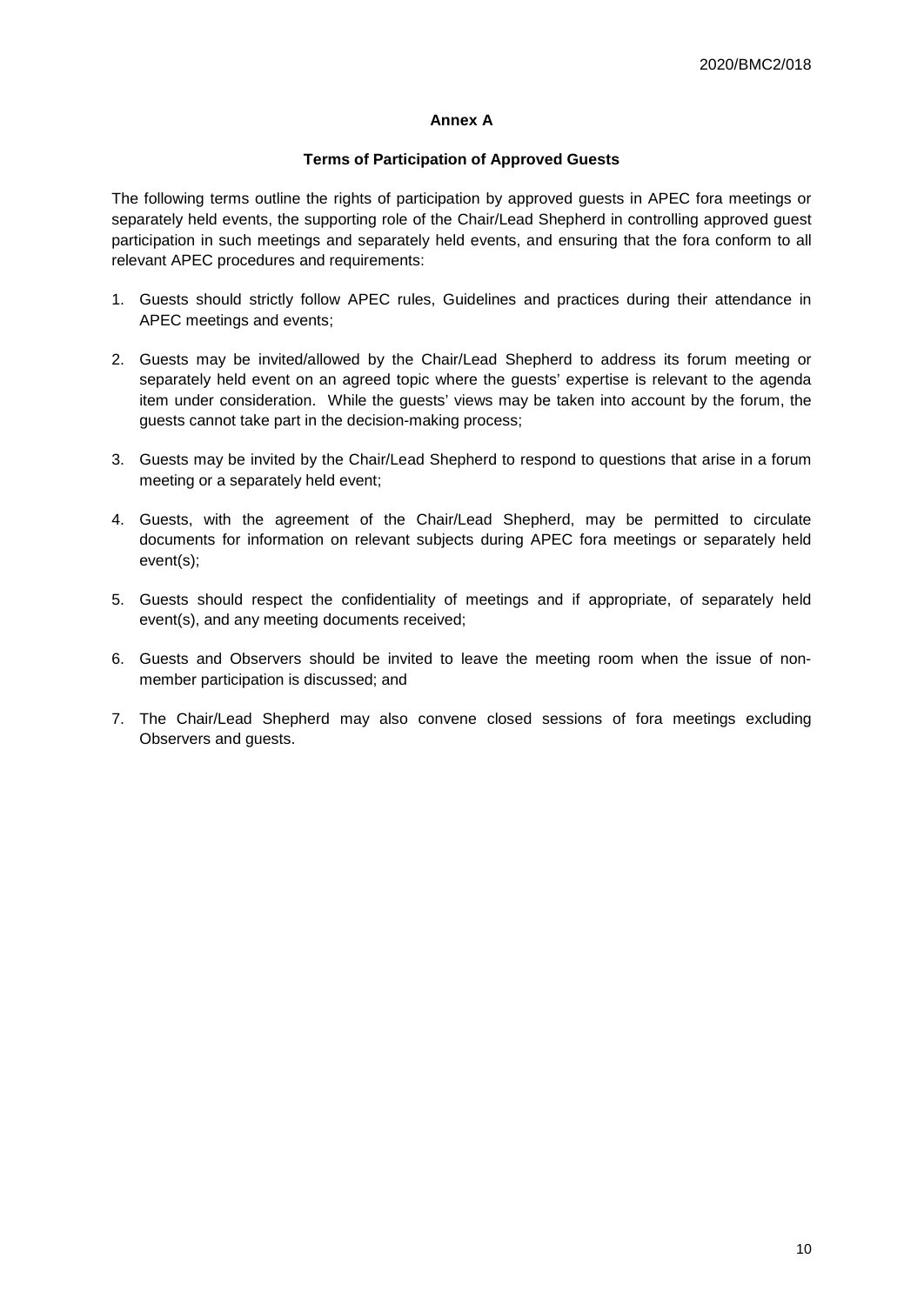**Annex A**

**Terms of Participation of Approved Guests**

The following terms outline the rights of participation by approved guests in APEC fora meetings or separately held events, the supporting role of the Chair/Lead Shepherd in controlling approved guest participation in such meetings and separately held events, and ensuring that the fora conform to all relevant APEC procedures and requirements:

1. Guests should strictly follow APEC rules, Guidelines and practices during their attendance in APEC meetings and events;

2. Guests may be invited/allowed by the Chair/Lead Shepherd to address its forum meeting or separately held event on an agreed topic where the guests' expertise is relevant to the agenda item under consideration. While the guests' views may be taken into account by the forum, the guests cannot take part in the decision-making process;

3. Guests may be invited by the Chair/Lead Shepherd to respond to questions that arise in a forum meeting or a separately held event;

4. Guests, with the agreement of the Chair/Lead Shepherd, may be permitted to circulate documents for information on relevant subjects during APEC fora meetings or separately held event(s);

5. Guests should respect the confidentiality of meetings and if appropriate, of separately held event(s), and any meeting documents received;

6. Guests and Observers should be invited to leave the meeting room when the issue of non-member participation is discussed; and

7. The Chair/Lead Shepherd may also convene closed sessions of fora meetings excluding Observers and guests.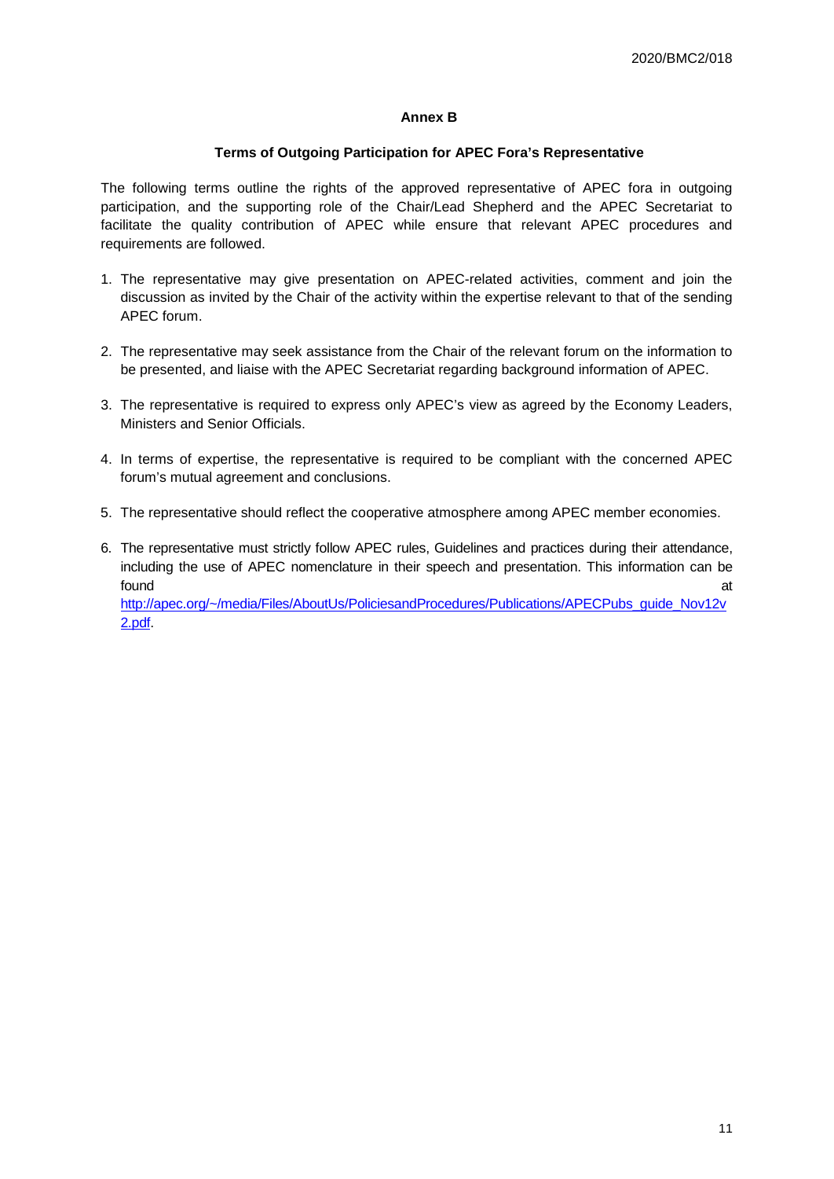**Annex B**

**Terms of Outgoing Participation for APEC Fora's Representative**

The following terms outline the rights of the approved representative of APEC fora in outgoing participation, and the supporting role of the Chair/Lead Shepherd and the APEC Secretariat to facilitate the quality contribution of APEC while ensure that relevant APEC procedures and requirements are followed.

1. The representative may give presentation on APEC-related activities, comment and join the discussion as invited by the Chair of the activity within the expertise relevant to that of the sending APEC forum.

2. The representative may seek assistance from the Chair of the relevant forum on the information to be presented, and liaise with the APEC Secretariat regarding background information of APEC.

3. The representative is required to express only APEC's view as agreed by the Economy Leaders, Ministers and Senior Officials.

4. In terms of expertise, the representative is required to be compliant with the concerned APEC forum's mutual agreement and conclusions.

5. The representative should reflect the cooperative atmosphere among APEC member economies.

6. The representative must strictly follow APEC rules, Guidelines and practices during their attendance, including the use of APEC nomenclature in their speech and presentation. This information can be found at http://apec.org/~/media/Files/AboutUs/PoliciesandProcedures/Publications/APECPubs_guide_Nov12v2.pdf.